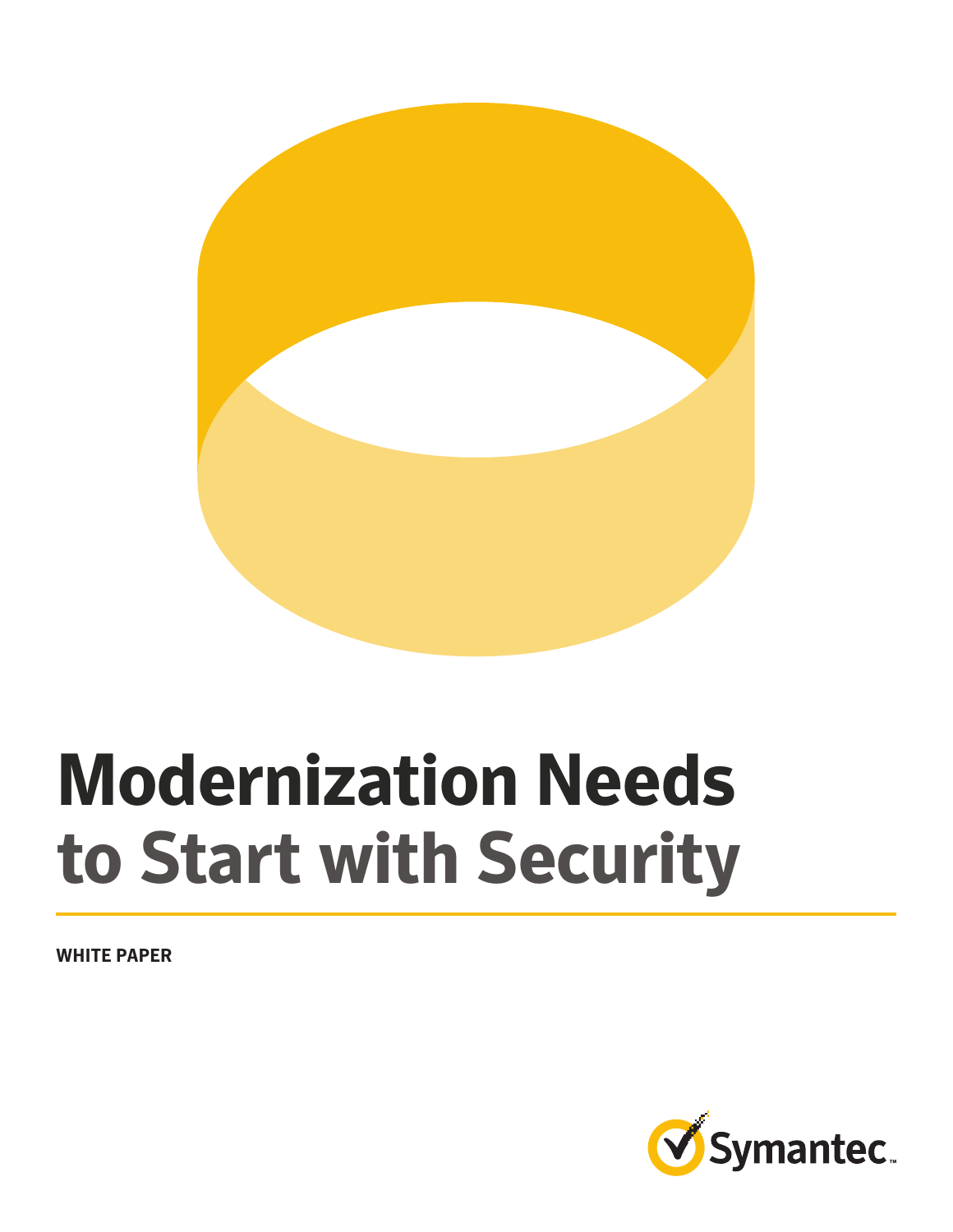# Modernization Needs to Start with Security

**WHITE PAPER**

Symantec.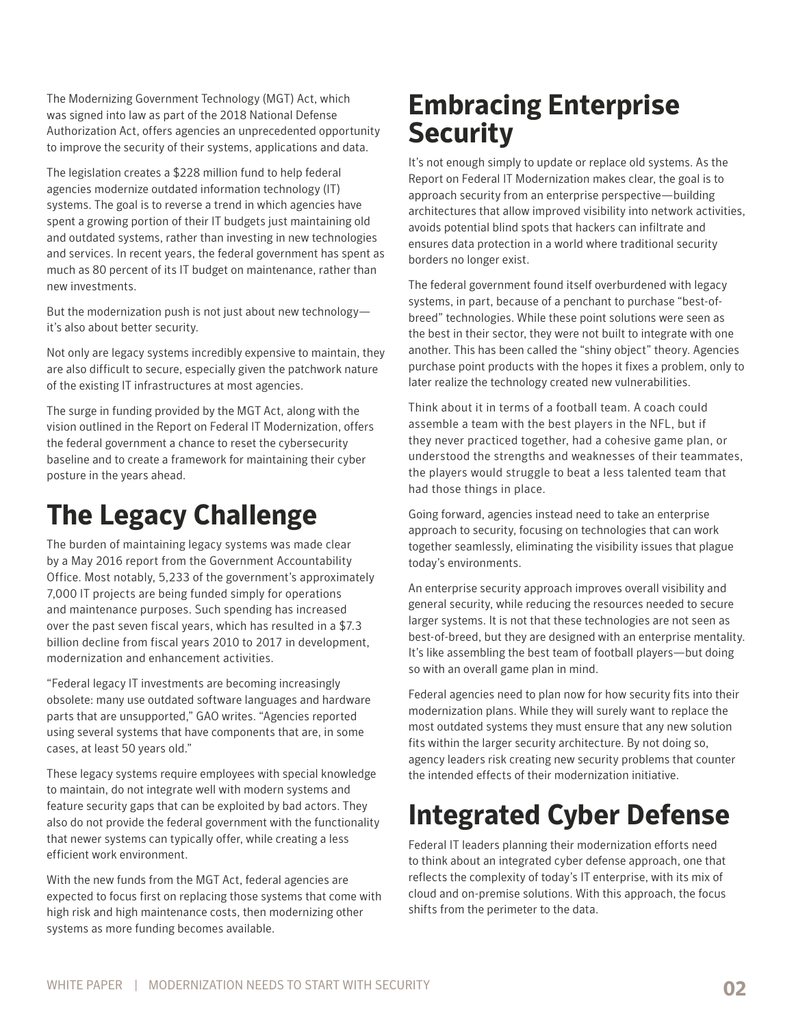The Modernizing Government Technology (MGT) Act, which was signed into law as part of the 2018 National Defense Authorization Act, offers agencies an unprecedented opportunity to improve the security of their systems, applications and data.

The legislation creates a $228 million fund to help federal agencies modernize outdated information technology (IT) systems. The goal is to reverse a trend in which agencies have spent a growing portion of their IT budgets just maintaining old and outdated systems, rather than investing in new technologies and services. In recent years, the federal government has spent as much as 80 percent of its IT budget on maintenance, rather than new investments.

But the modernization push is not just about new technology—it's also about better security.

Not only are legacy systems incredibly expensive to maintain, they are also difficult to secure, especially given the patchwork nature of the existing IT infrastructures at most agencies.

The surge in funding provided by the MGT Act, along with the vision outlined in the Report on Federal IT Modernization, offers the federal government a chance to reset the cybersecurity baseline and to create a framework for maintaining their cyber posture in the years ahead.

# The Legacy Challenge

The burden of maintaining legacy systems was made clear by a May 2016 report from the Government Accountability Office. Most notably, 5,233 of the government's approximately 7,000 IT projects are being funded simply for operations and maintenance purposes. Such spending has increased over the past seven fiscal years, which has resulted in a $7.3 billion decline from fiscal years 2010 to 2017 in development, modernization and enhancement activities.

"Federal legacy IT investments are becoming increasingly obsolete: many use outdated software languages and hardware parts that are unsupported," GAO writes. "Agencies reported using several systems that have components that are, in some cases, at least 50 years old."

These legacy systems require employees with special knowledge to maintain, do not integrate well with modern systems and feature security gaps that can be exploited by bad actors. They also do not provide the federal government with the functionality that newer systems can typically offer, while creating a less efficient work environment.

With the new funds from the MGT Act, federal agencies are expected to focus first on replacing those systems that come with high risk and high maintenance costs, then modernizing other systems as more funding becomes available.

# Embracing Enterprise Security

It's not enough simply to update or replace old systems. As the Report on Federal IT Modernization makes clear, the goal is to approach security from an enterprise perspective—building architectures that allow improved visibility into network activities, avoids potential blind spots that hackers can infiltrate and ensures data protection in a world where traditional security borders no longer exist.

The federal government found itself overburdened with legacy systems, in part, because of a penchant to purchase "best-of-breed" technologies. While these point solutions were seen as the best in their sector, they were not built to integrate with one another. This has been called the "shiny object" theory. Agencies purchase point products with the hopes it fixes a problem, only to later realize the technology created new vulnerabilities.

Think about it in terms of a football team. A coach could assemble a team with the best players in the NFL, but if they never practiced together, had a cohesive game plan, or understood the strengths and weaknesses of their teammates, the players would struggle to beat a less talented team that had those things in place.

Going forward, agencies instead need to take an enterprise approach to security, focusing on technologies that can work together seamlessly, eliminating the visibility issues that plague today's environments.

An enterprise security approach improves overall visibility and general security, while reducing the resources needed to secure larger systems. It is not that these technologies are not seen as best-of-breed, but they are designed with an enterprise mentality. It's like assembling the best team of football players—but doing so with an overall game plan in mind.

Federal agencies need to plan now for how security fits into their modernization plans. While they will surely want to replace the most outdated systems they must ensure that any new solution fits within the larger security architecture. By not doing so, agency leaders risk creating new security problems that counter the intended effects of their modernization initiative.

# Integrated Cyber Defense

Federal IT leaders planning their modernization efforts need to think about an integrated cyber defense approach, one that reflects the complexity of today's IT enterprise, with its mix of cloud and on-premise solutions. With this approach, the focus shifts from the perimeter to the data.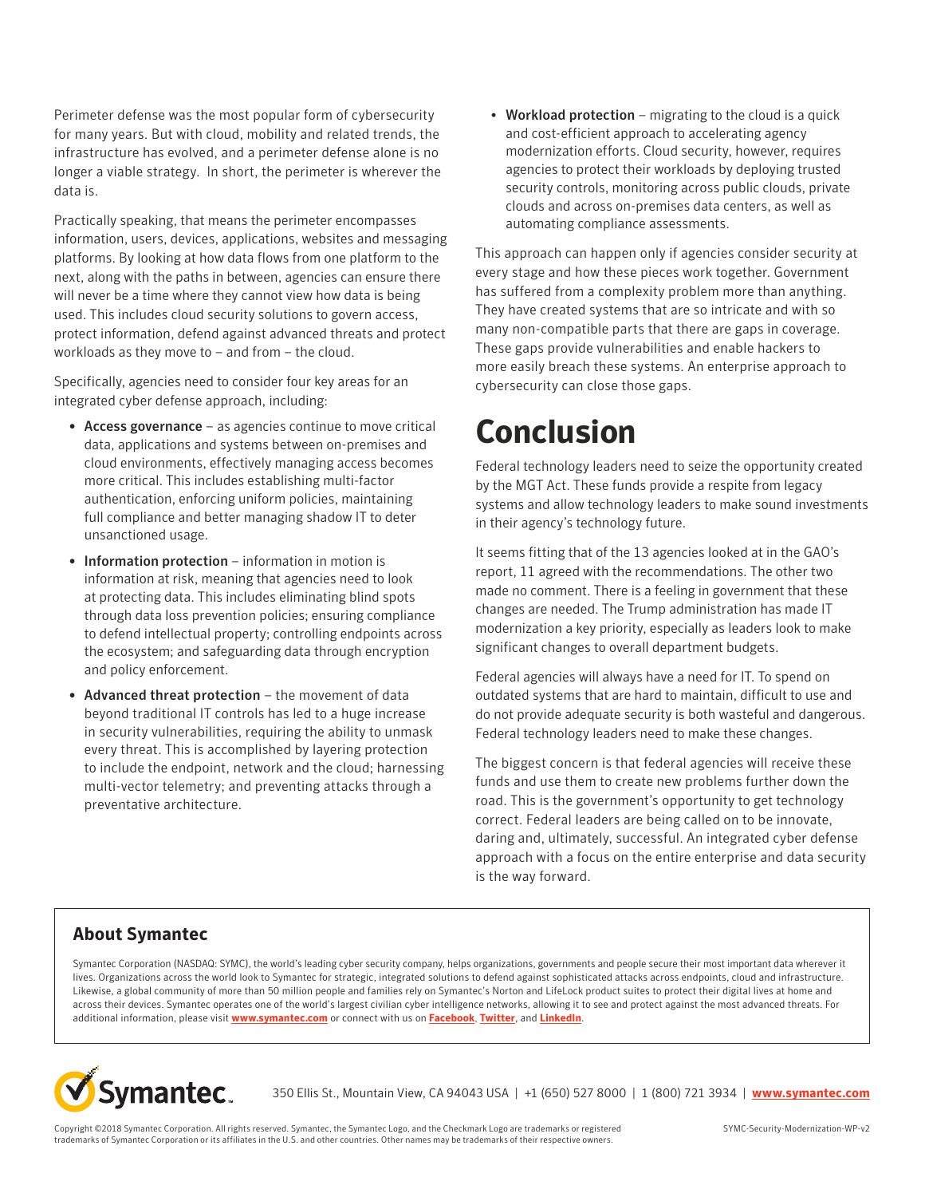Perimeter defense was the most popular form of cybersecurity for many years. But with cloud, mobility and related trends, the infrastructure has evolved, and a perimeter defense alone is no longer a viable strategy. In short, the perimeter is wherever the data is.

Practically speaking, that means the perimeter encompasses information, users, devices, applications, websites and messaging platforms. By looking at how data flows from one platform to the next, along with the paths in between, agencies can ensure there will never be a time where they cannot view how data is being used. This includes cloud security solutions to govern access, protect information, defend against advanced threats and protect workloads as they move to – and from – the cloud.

Specifically, agencies need to consider four key areas for an integrated cyber defense approach, including:

- **Access governance** – as agencies continue to move critical data, applications and systems between on-premises and cloud environments, effectively managing access becomes more critical. This includes establishing multi-factor authentication, enforcing uniform policies, maintaining full compliance and better managing shadow IT to deter unsanctioned usage.
- **Information protection** – information in motion is information at risk, meaning that agencies need to look at protecting data. This includes eliminating blind spots through data loss prevention policies; ensuring compliance to defend intellectual property; controlling endpoints across the ecosystem; and safeguarding data through encryption and policy enforcement.
- **Advanced threat protection** – the movement of data beyond traditional IT controls has led to a huge increase in security vulnerabilities, requiring the ability to unmask every threat. This is accomplished by layering protection to include the endpoint, network and the cloud; harnessing multi-vector telemetry; and preventing attacks through a preventative architecture.
- **Workload protection** – migrating to the cloud is a quick and cost-efficient approach to accelerating agency modernization efforts. Cloud security, however, requires agencies to protect their workloads by deploying trusted security controls, monitoring across public clouds, private clouds and across on-premises data centers, as well as automating compliance assessments.

This approach can happen only if agencies consider security at every stage and how these pieces work together. Government has suffered from a complexity problem more than anything. They have created systems that are so intricate and with so many non-compatible parts that there are gaps in coverage. These gaps provide vulnerabilities and enable hackers to more easily breach these systems. An enterprise approach to cybersecurity can close those gaps.

# Conclusion

Federal technology leaders need to seize the opportunity created by the MGT Act. These funds provide a respite from legacy systems and allow technology leaders to make sound investments in their agency's technology future.

It seems fitting that of the 13 agencies looked at in the GAO's report, 11 agreed with the recommendations. The other two made no comment. There is a feeling in government that these changes are needed. The Trump administration has made IT modernization a key priority, especially as leaders look to make significant changes to overall department budgets.

Federal agencies will always have a need for IT. To spend on outdated systems that are hard to maintain, difficult to use and do not provide adequate security is both wasteful and dangerous. Federal technology leaders need to make these changes.

The biggest concern is that federal agencies will receive these funds and use them to create new problems further down the road. This is the government's opportunity to get technology correct. Federal leaders are being called on to be innovate, daring and, ultimately, successful. An integrated cyber defense approach with a focus on the entire enterprise and data security is the way forward.

## About Symantec

Symantec Corporation (NASDAQ: SYMC), the world's leading cyber security company, helps organizations, governments and people secure their most important data wherever it lives. Organizations across the world look to Symantec for strategic, integrated solutions to defend against sophisticated attacks across endpoints, cloud and infrastructure. Likewise, a global community of more than 50 million people and families rely on Symantec's Norton and LifeLock product suites to protect their digital lives at home and across their devices. Symantec operates one of the world's largest civilian cyber intelligence networks, allowing it to see and protect against the most advanced threats. For additional information, please visit **www.symantec.com** or connect with us on **Facebook**, **Twitter**, and **LinkedIn**.

350 Ellis St., Mountain View, CA 94043 USA | +1 (650) 527 8000 | 1 (800) 721 3934 | **www.symantec.com**

Copyright ©2018 Symantec Corporation. All rights reserved. Symantec, the Symantec Logo, and the Checkmark Logo are trademarks or registered trademarks of Symantec Corporation or its affiliates in the U.S. and other countries. Other names may be trademarks of their respective owners.

SYMC-Security-Modernization-WP-v2